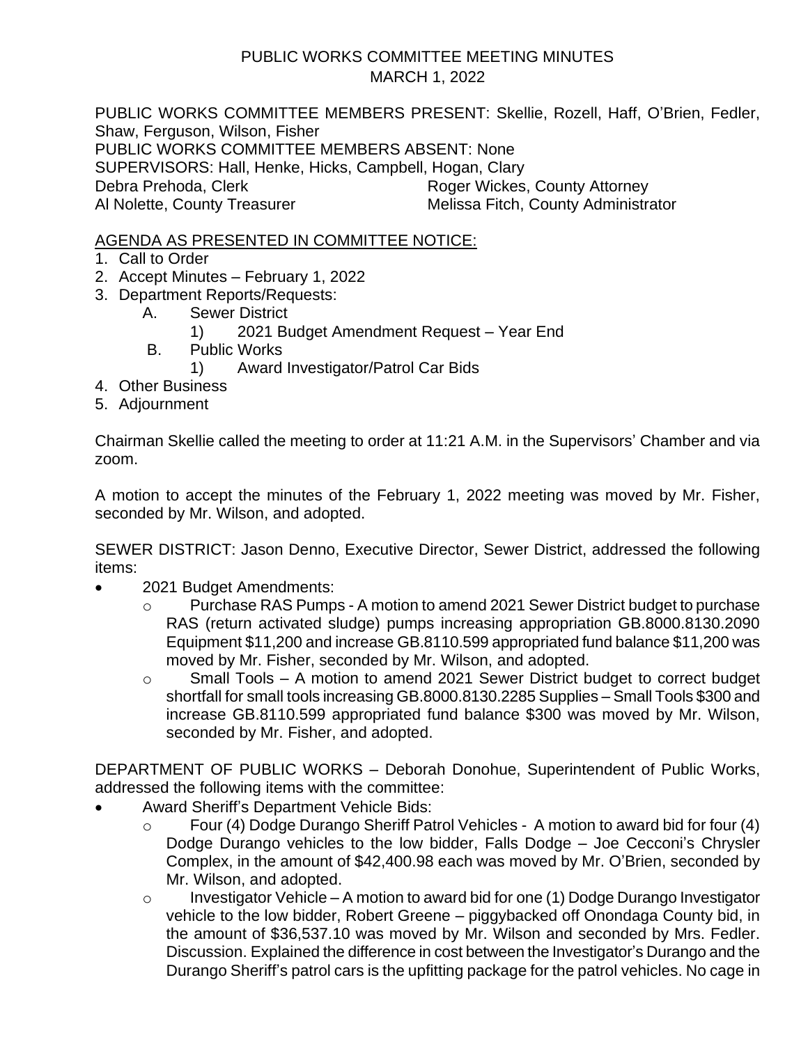# PUBLIC WORKS COMMITTEE MEETING MINUTES
## MARCH 1, 2022

PUBLIC WORKS COMMITTEE MEMBERS PRESENT: Skellie, Rozell, Haff, O'Brien, Fedler, Shaw, Ferguson, Wilson, Fisher
PUBLIC WORKS COMMITTEE MEMBERS ABSENT: None
SUPERVISORS: Hall, Henke, Hicks, Campbell, Hogan, Clary
Debra Prehoda, Clerk — Roger Wickes, County Attorney
Al Nolette, County Treasurer — Melissa Fitch, County Administrator

AGENDA AS PRESENTED IN COMMITTEE NOTICE:

1. Call to Order
2. Accept Minutes – February 1, 2022
3. Department Reports/Requests:
   - A. Sewer District
     - 1) 2021 Budget Amendment Request – Year End
   - B. Public Works
     - 1) Award Investigator/Patrol Car Bids
4. Other Business
5. Adjournment

Chairman Skellie called the meeting to order at 11:21 A.M. in the Supervisors' Chamber and via zoom.

A motion to accept the minutes of the February 1, 2022 meeting was moved by Mr. Fisher, seconded by Mr. Wilson, and adopted.

SEWER DISTRICT: Jason Denno, Executive Director, Sewer District, addressed the following items:

- 2021 Budget Amendments:
  - Purchase RAS Pumps - A motion to amend 2021 Sewer District budget to purchase RAS (return activated sludge) pumps increasing appropriation GB.8000.8130.2090 Equipment $11,200 and increase GB.8110.599 appropriated fund balance $11,200 was moved by Mr. Fisher, seconded by Mr. Wilson, and adopted.
  - Small Tools – A motion to amend 2021 Sewer District budget to correct budget shortfall for small tools increasing GB.8000.8130.2285 Supplies – Small Tools $300 and increase GB.8110.599 appropriated fund balance $300 was moved by Mr. Wilson, seconded by Mr. Fisher, and adopted.

DEPARTMENT OF PUBLIC WORKS – Deborah Donohue, Superintendent of Public Works, addressed the following items with the committee:

- Award Sheriff's Department Vehicle Bids:
  - Four (4) Dodge Durango Sheriff Patrol Vehicles - A motion to award bid for four (4) Dodge Durango vehicles to the low bidder, Falls Dodge – Joe Cecconi's Chrysler Complex, in the amount of $42,400.98 each was moved by Mr. O'Brien, seconded by Mr. Wilson, and adopted.
  - Investigator Vehicle – A motion to award bid for one (1) Dodge Durango Investigator vehicle to the low bidder, Robert Greene – piggybacked off Onondaga County bid, in the amount of $36,537.10 was moved by Mr. Wilson and seconded by Mrs. Fedler. Discussion. Explained the difference in cost between the Investigator's Durango and the Durango Sheriff's patrol cars is the upfitting package for the patrol vehicles. No cage in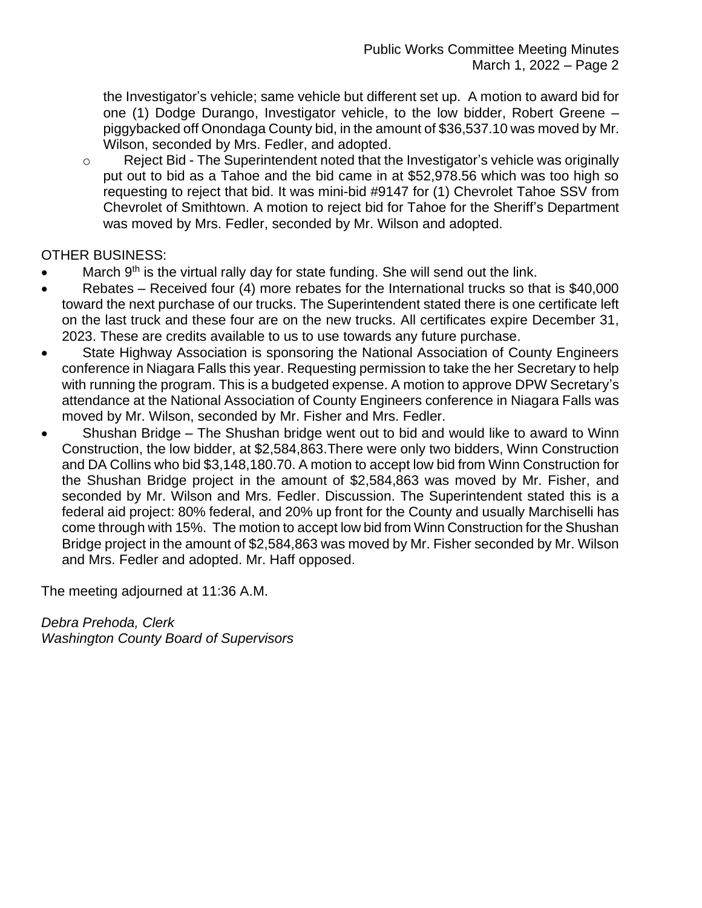the Investigator's vehicle; same vehicle but different set up. A motion to award bid for one (1) Dodge Durango, Investigator vehicle, to the low bidder, Robert Greene – piggybacked off Onondaga County bid, in the amount of $36,537.10 was moved by Mr. Wilson, seconded by Mrs. Fedler, and adopted.

  - Reject Bid - The Superintendent noted that the Investigator's vehicle was originally put out to bid as a Tahoe and the bid came in at $52,978.56 which was too high so requesting to reject that bid. It was mini-bid #9147 for (1) Chevrolet Tahoe SSV from Chevrolet of Smithtown. A motion to reject bid for Tahoe for the Sheriff's Department was moved by Mrs. Fedler, seconded by Mr. Wilson and adopted.

OTHER BUSINESS:

- March 9th is the virtual rally day for state funding. She will send out the link.
- Rebates – Received four (4) more rebates for the International trucks so that is $40,000 toward the next purchase of our trucks. The Superintendent stated there is one certificate left on the last truck and these four are on the new trucks. All certificates expire December 31, 2023. These are credits available to us to use towards any future purchase.
- State Highway Association is sponsoring the National Association of County Engineers conference in Niagara Falls this year. Requesting permission to take the her Secretary to help with running the program. This is a budgeted expense. A motion to approve DPW Secretary's attendance at the National Association of County Engineers conference in Niagara Falls was moved by Mr. Wilson, seconded by Mr. Fisher and Mrs. Fedler.
- Shushan Bridge – The Shushan bridge went out to bid and would like to award to Winn Construction, the low bidder, at $2,584,863.There were only two bidders, Winn Construction and DA Collins who bid $3,148,180.70. A motion to accept low bid from Winn Construction for the Shushan Bridge project in the amount of $2,584,863 was moved by Mr. Fisher, and seconded by Mr. Wilson and Mrs. Fedler. Discussion. The Superintendent stated this is a federal aid project: 80% federal, and 20% up front for the County and usually Marchiselli has come through with 15%. The motion to accept low bid from Winn Construction for the Shushan Bridge project in the amount of $2,584,863 was moved by Mr. Fisher seconded by Mr. Wilson and Mrs. Fedler and adopted. Mr. Haff opposed.

The meeting adjourned at 11:36 A.M.

*Debra Prehoda, Clerk*
*Washington County Board of Supervisors*